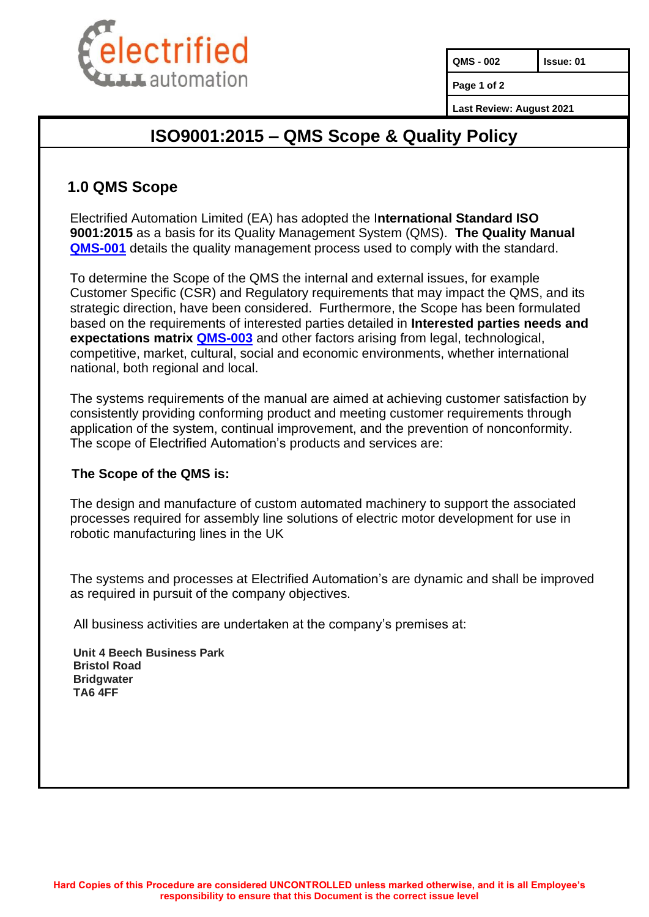| QMS - 002 | Issue: 01 |
|---|---|
| Page 1 of 2 | |
| Last Review: August 2021 | |

# ISO9001:2015 – QMS Scope & Quality Policy

## 1.0 QMS Scope

Electrified Automation Limited (EA) has adopted the I**nternational Standard ISO 9001:2015** as a basis for its Quality Management System (QMS). **The Quality Manual QMS-001** details the quality management process used to comply with the standard.

To determine the Scope of the QMS the internal and external issues, for example Customer Specific (CSR) and Regulatory requirements that may impact the QMS, and its strategic direction, have been considered. Furthermore, the Scope has been formulated based on the requirements of interested parties detailed in **Interested parties needs and expectations matrix QMS-003** and other factors arising from legal, technological, competitive, market, cultural, social and economic environments, whether international national, both regional and local.

The systems requirements of the manual are aimed at achieving customer satisfaction by consistently providing conforming product and meeting customer requirements through application of the system, continual improvement, and the prevention of nonconformity. The scope of Electrified Automation's products and services are:

**The Scope of the QMS is:**

The design and manufacture of custom automated machinery to support the associated processes required for assembly line solutions of electric motor development for use in robotic manufacturing lines in the UK

The systems and processes at Electrified Automation's are dynamic and shall be improved as required in pursuit of the company objectives.

All business activities are undertaken at the company's premises at:

**Unit 4 Beech Business Park**
**Bristol Road**
**Bridgwater**
**TA6 4FF**

Hard Copies of this Procedure are considered UNCONTROLLED unless marked otherwise, and it is all Employee's responsibility to ensure that this Document is the correct issue level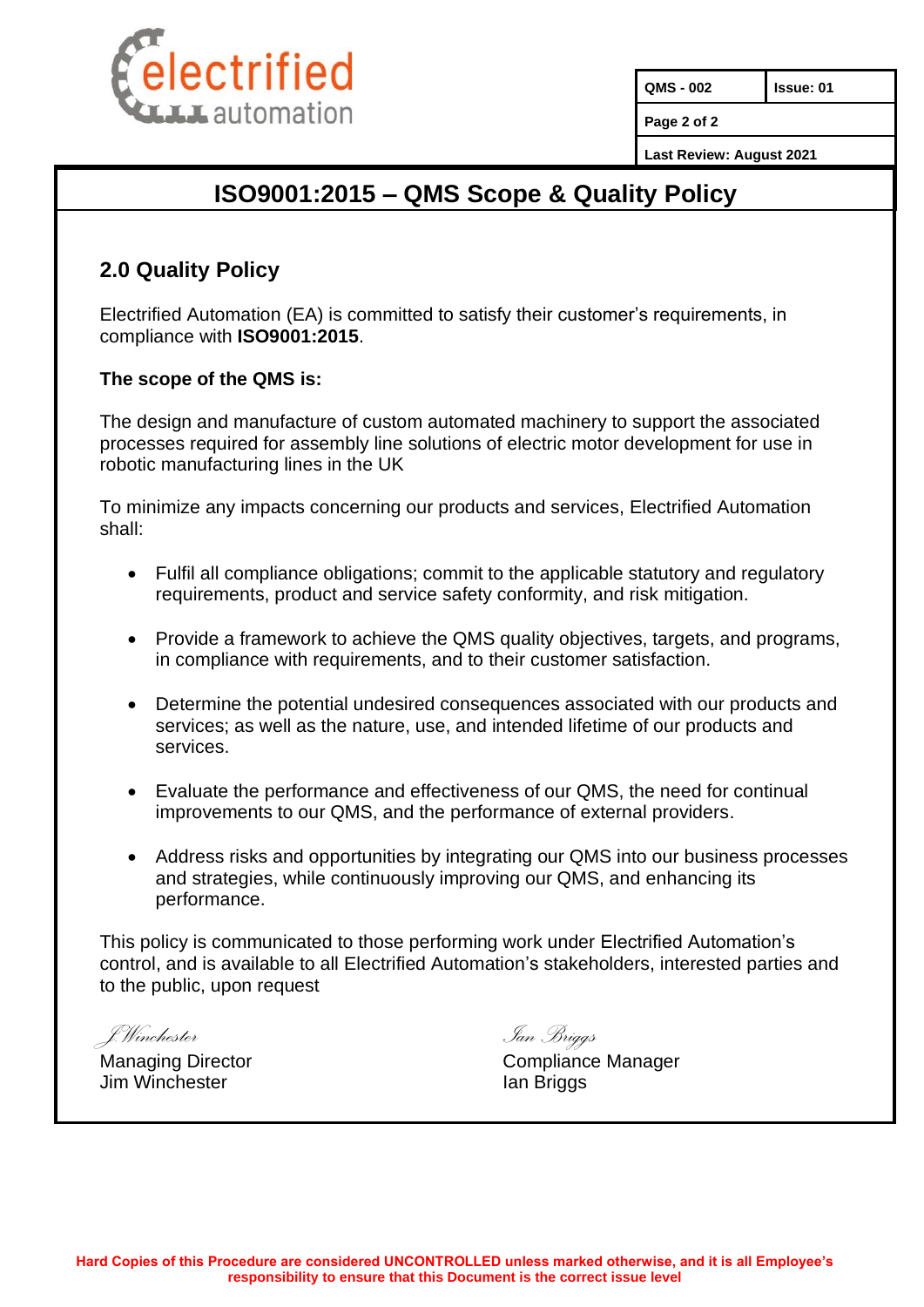# ISO9001:2015 – QMS Scope & Quality Policy

## 2.0 Quality Policy

Electrified Automation (EA) is committed to satisfy their customer's requirements, in compliance with **ISO9001:2015**.

**The scope of the QMS is:**

The design and manufacture of custom automated machinery to support the associated processes required for assembly line solutions of electric motor development for use in robotic manufacturing lines in the UK

To minimize any impacts concerning our products and services, Electrified Automation shall:

- Fulfil all compliance obligations; commit to the applicable statutory and regulatory requirements, product and service safety conformity, and risk mitigation.
- Provide a framework to achieve the QMS quality objectives, targets, and programs, in compliance with requirements, and to their customer satisfaction.
- Determine the potential undesired consequences associated with our products and services; as well as the nature, use, and intended lifetime of our products and services.
- Evaluate the performance and effectiveness of our QMS, the need for continual improvements to our QMS, and the performance of external providers.
- Address risks and opportunities by integrating our QMS into our business processes and strategies, while continuously improving our QMS, and enhancing its performance.

This policy is communicated to those performing work under Electrified Automation's control, and is available to all Electrified Automation's stakeholders, interested parties and to the public, upon request

*J.Winchester*
Managing Director
Jim Winchester

*Ian Briggs*
Compliance Manager
Ian Briggs

**Hard Copies of this Procedure are considered UNCONTROLLED unless marked otherwise, and it is all Employee's responsibility to ensure that this Document is the correct issue level**